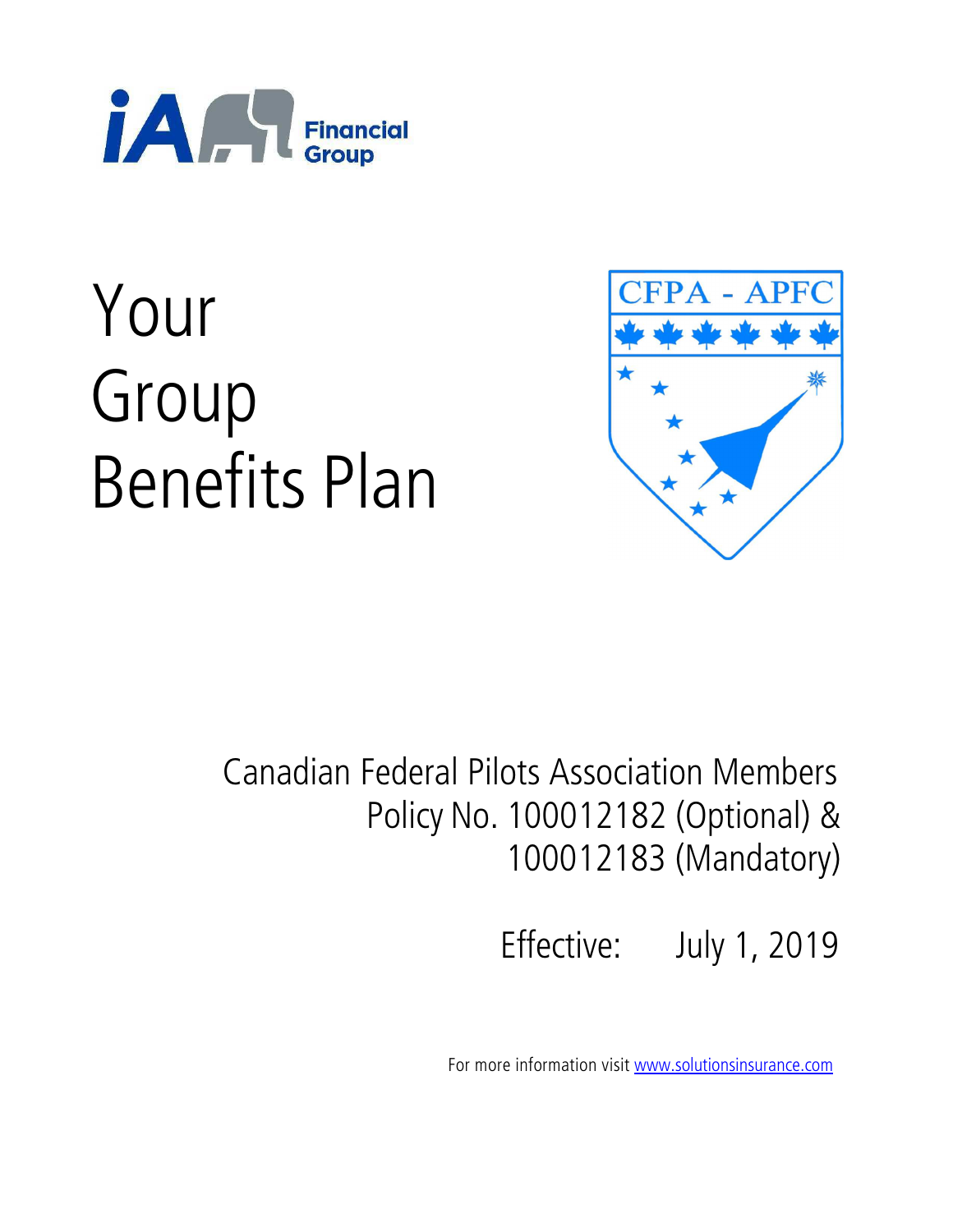iA Financial Group

# Your Group Benefits Plan

CFPA - APFC

Canadian Federal Pilots Association Members
Policy No. 100012182 (Optional) &
100012183 (Mandatory)

Effective: July 1, 2019

For more information visit [www.solutionsinsurance.com](http://www.solutionsinsurance.com)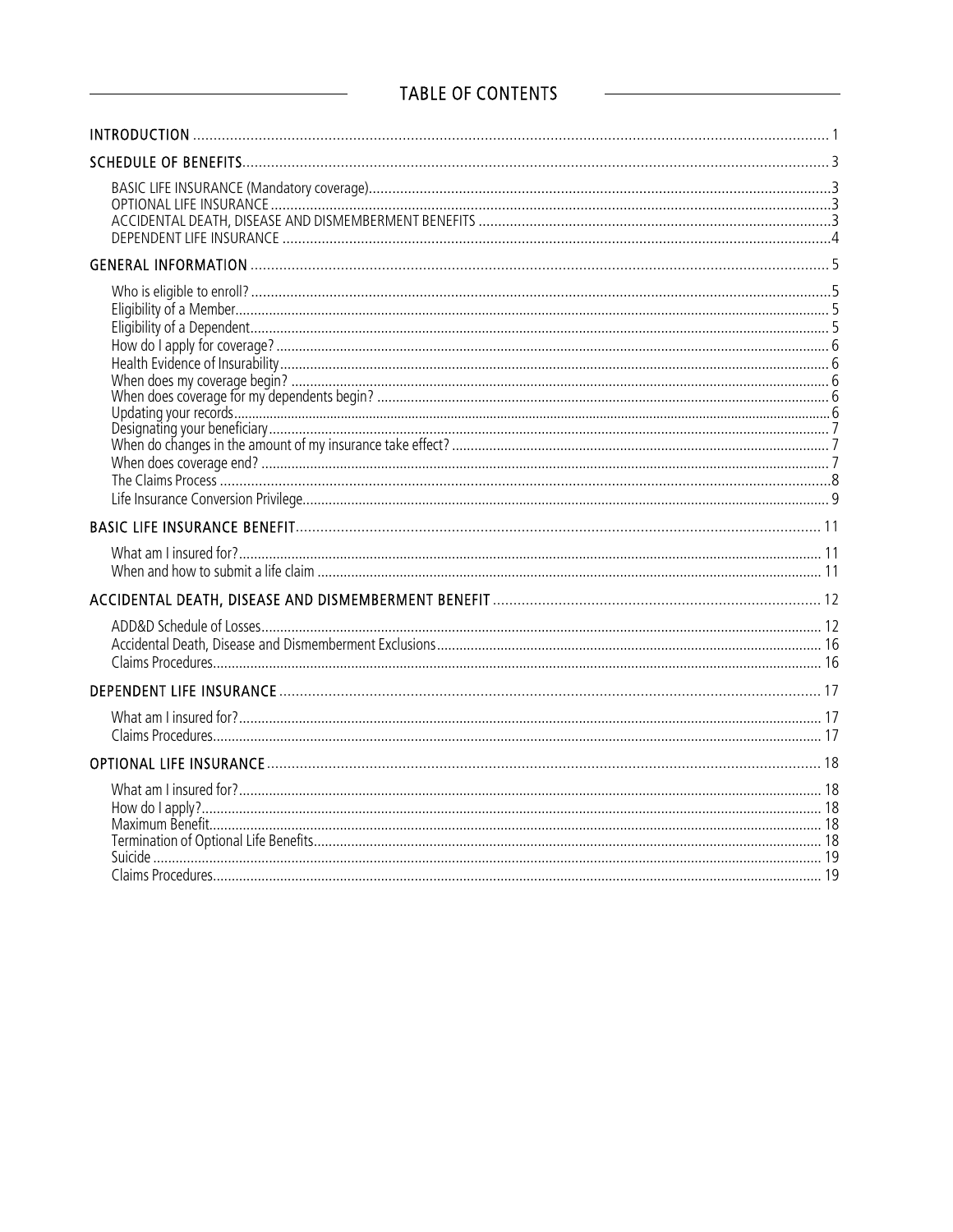## TABLE OF CONTENTS

INTRODUCTION ........................................................................ 1

SCHEDULE OF BENEFITS ........................................................................ 3

- BASIC LIFE INSURANCE (Mandatory coverage) ........................................................................ 3
- OPTIONAL LIFE INSURANCE ........................................................................ 3
- ACCIDENTAL DEATH, DISEASE AND DISMEMBERMENT BENEFITS ........................................................................ 3
- DEPENDENT LIFE INSURANCE ........................................................................ 4

GENERAL INFORMATION ........................................................................ 5

- Who is eligible to enroll? ........................................................................ 5
- Eligibility of a Member ........................................................................ 5
- Eligibility of a Dependent ........................................................................ 5
- How do I apply for coverage? ........................................................................ 6
- Health Evidence of Insurability ........................................................................ 6
- When does my coverage begin? ........................................................................ 6
- When does coverage for my dependents begin? ........................................................................ 6
- Updating your records ........................................................................ 6
- Designating your beneficiary ........................................................................ 7
- When do changes in the amount of my insurance take effect? ........................................................................ 7
- When does coverage end? ........................................................................ 7
- The Claims Process ........................................................................ 8
- Life Insurance Conversion Privilege ........................................................................ 9

BASIC LIFE INSURANCE BENEFIT ........................................................................ 11

- What am I insured for? ........................................................................ 11
- When and how to submit a life claim ........................................................................ 11

ACCIDENTAL DEATH, DISEASE AND DISMEMBERMENT BENEFIT ........................................................................ 12

- ADD&D Schedule of Losses ........................................................................ 12
- Accidental Death, Disease and Dismemberment Exclusions ........................................................................ 16
- Claims Procedures ........................................................................ 16

DEPENDENT LIFE INSURANCE ........................................................................ 17

- What am I insured for? ........................................................................ 17
- Claims Procedures ........................................................................ 17

OPTIONAL LIFE INSURANCE ........................................................................ 18

- What am I insured for? ........................................................................ 18
- How do I apply? ........................................................................ 18
- Maximum Benefit ........................................................................ 18
- Termination of Optional Life Benefits ........................................................................ 18
- Suicide ........................................................................ 19
- Claims Procedures ........................................................................ 19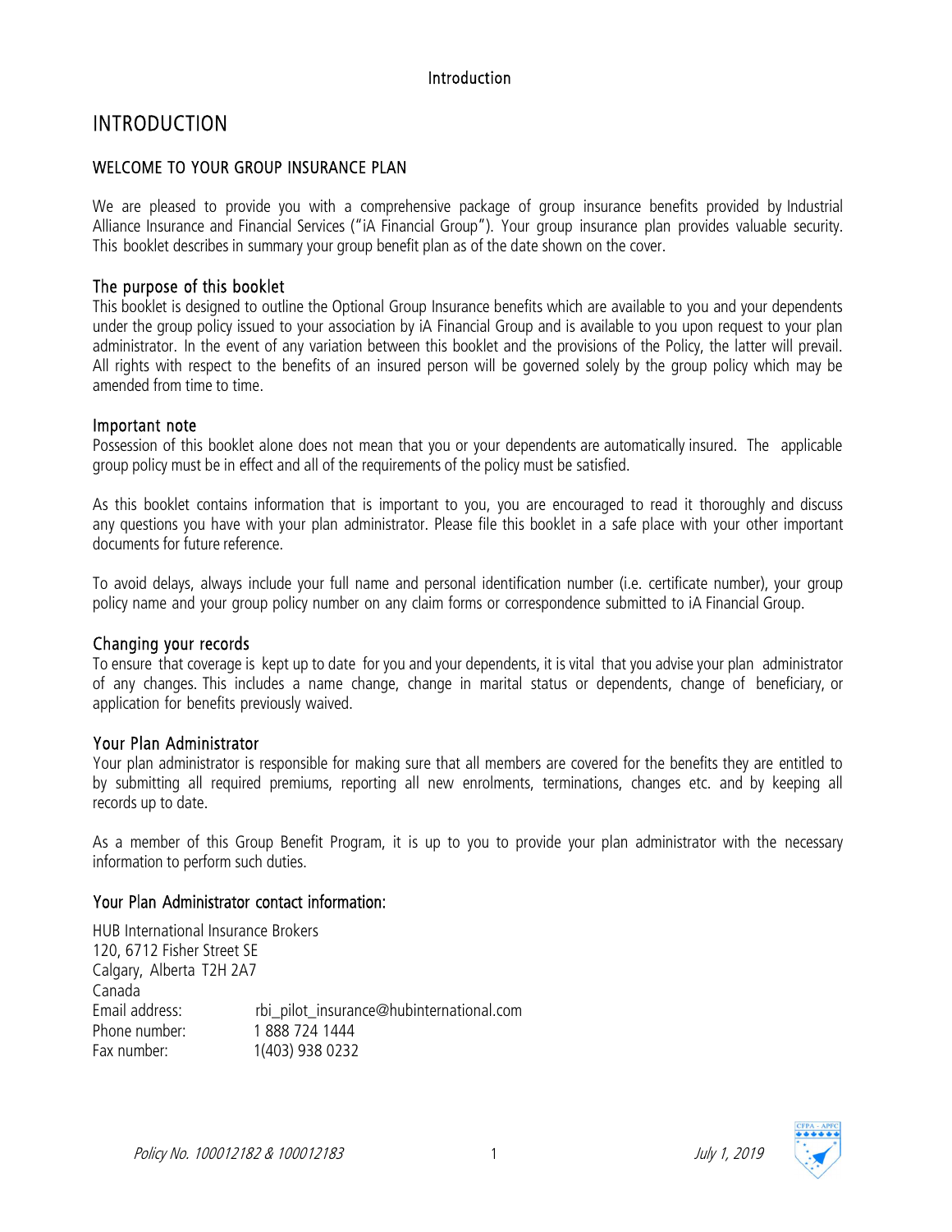# INTRODUCTION

## WELCOME TO YOUR GROUP INSURANCE PLAN

We are pleased to provide you with a comprehensive package of group insurance benefits provided by Industrial Alliance Insurance and Financial Services ("iA Financial Group"). Your group insurance plan provides valuable security. This booklet describes in summary your group benefit plan as of the date shown on the cover.

### The purpose of this booklet

This booklet is designed to outline the Optional Group Insurance benefits which are available to you and your dependents under the group policy issued to your association by iA Financial Group and is available to you upon request to your plan administrator. In the event of any variation between this booklet and the provisions of the Policy, the latter will prevail. All rights with respect to the benefits of an insured person will be governed solely by the group policy which may be amended from time to time.

### Important note

Possession of this booklet alone does not mean that you or your dependents are automatically insured. The applicable group policy must be in effect and all of the requirements of the policy must be satisfied.

As this booklet contains information that is important to you, you are encouraged to read it thoroughly and discuss any questions you have with your plan administrator. Please file this booklet in a safe place with your other important documents for future reference.

To avoid delays, always include your full name and personal identification number (i.e. certificate number), your group policy name and your group policy number on any claim forms or correspondence submitted to iA Financial Group.

### Changing your records

To ensure that coverage is kept up to date for you and your dependents, it is vital that you advise your plan administrator of any changes. This includes a name change, change in marital status or dependents, change of beneficiary, or application for benefits previously waived.

### Your Plan Administrator

Your plan administrator is responsible for making sure that all members are covered for the benefits they are entitled to by submitting all required premiums, reporting all new enrolments, terminations, changes etc. and by keeping all records up to date.

As a member of this Group Benefit Program, it is up to you to provide your plan administrator with the necessary information to perform such duties.

### Your Plan Administrator contact information:

HUB International Insurance Brokers
120, 6712 Fisher Street SE
Calgary, Alberta T2H 2A7
Canada

Email address: rbi_pilot_insurance@hubinternational.com
Phone number: 1 888 724 1444
Fax number: 1(403) 938 0232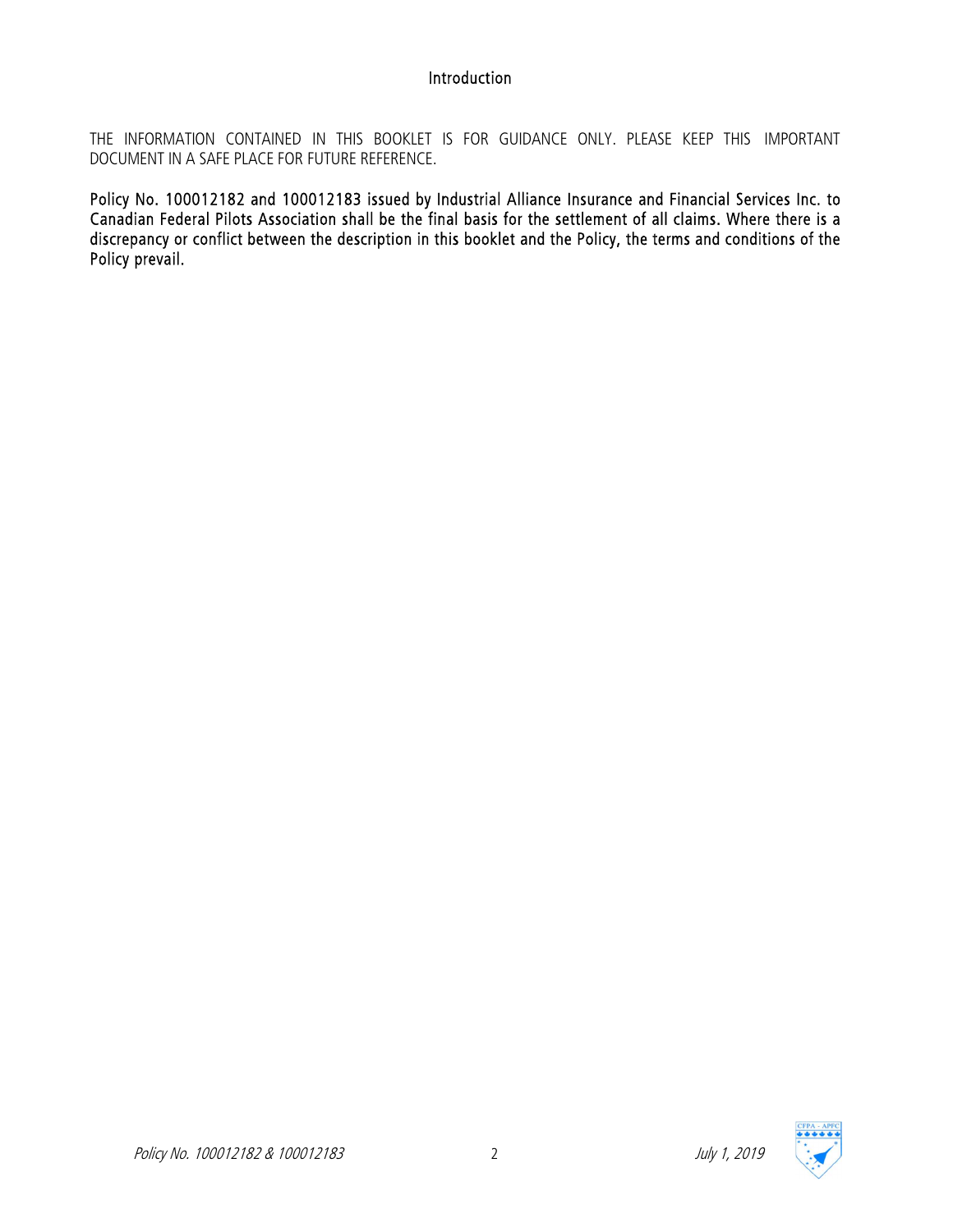# Introduction

THE INFORMATION CONTAINED IN THIS BOOKLET IS FOR GUIDANCE ONLY. PLEASE KEEP THIS IMPORTANT DOCUMENT IN A SAFE PLACE FOR FUTURE REFERENCE.

**Policy No. 100012182 and 100012183 issued by Industrial Alliance Insurance and Financial Services Inc. to Canadian Federal Pilots Association shall be the final basis for the settlement of all claims. Where there is a discrepancy or conflict between the description in this booklet and the Policy, the terms and conditions of the Policy prevail.**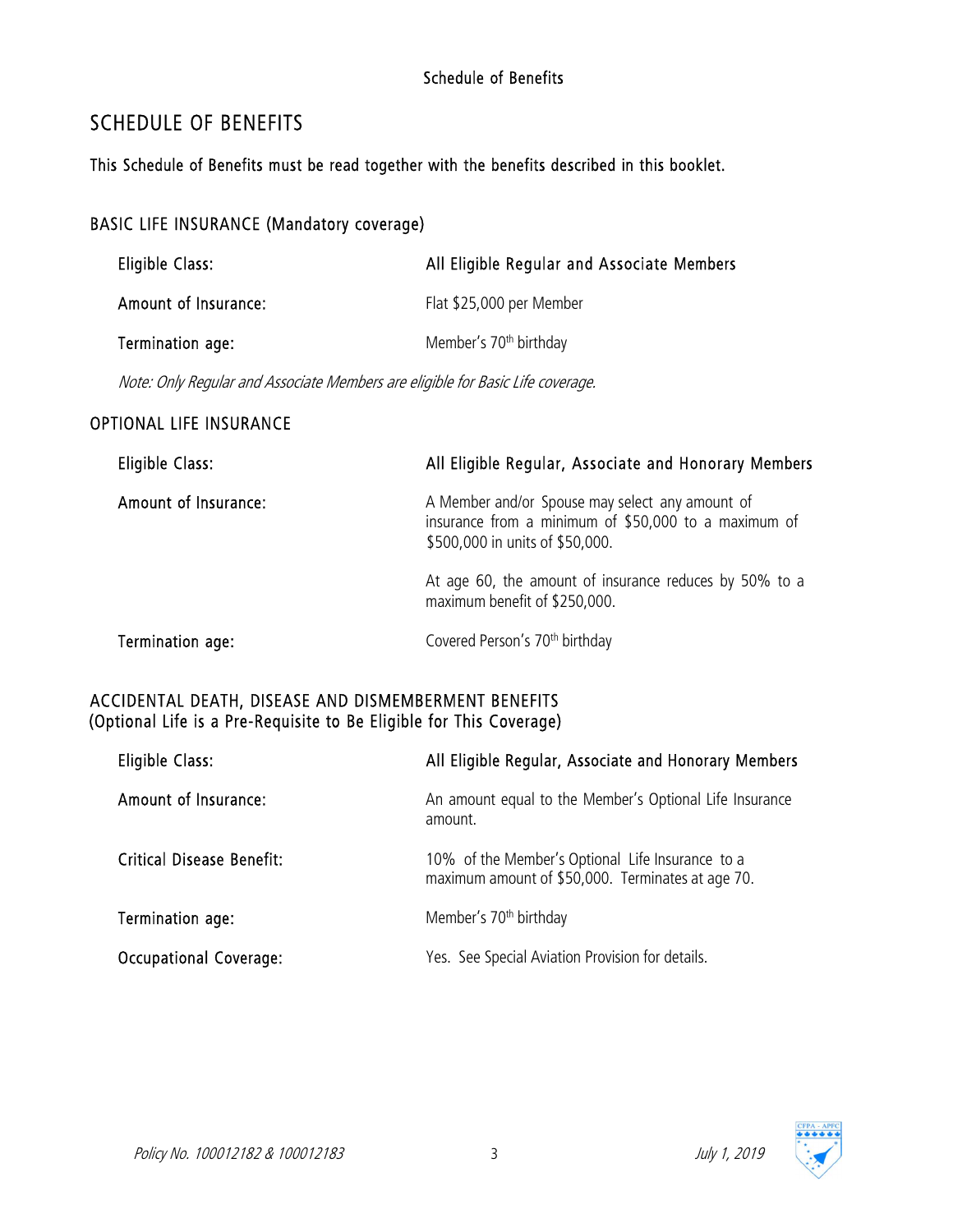# SCHEDULE OF BENEFITS

This Schedule of Benefits must be read together with the benefits described in this booklet.

## BASIC LIFE INSURANCE (Mandatory coverage)

| | |
|---|---|
| Eligible Class: | All Eligible Regular and Associate Members |
| Amount of Insurance: | Flat $25,000 per Member |
| Termination age: | Member's 70th birthday |

*Note: Only Regular and Associate Members are eligible for Basic Life coverage.*

## OPTIONAL LIFE INSURANCE

| | |
|---|---|
| Eligible Class: | All Eligible Regular, Associate and Honorary Members |
| Amount of Insurance: | A Member and/or Spouse may select any amount of insurance from a minimum of $50,000 to a maximum of $500,000 in units of $50,000.<br><br>At age 60, the amount of insurance reduces by 50% to a maximum benefit of $250,000. |
| Termination age: | Covered Person's 70th birthday |

## ACCIDENTAL DEATH, DISEASE AND DISMEMBERMENT BENEFITS (Optional Life is a Pre-Requisite to Be Eligible for This Coverage)

| | |
|---|---|
| Eligible Class: | All Eligible Regular, Associate and Honorary Members |
| Amount of Insurance: | An amount equal to the Member's Optional Life Insurance amount. |
| Critical Disease Benefit: | 10% of the Member's Optional Life Insurance to a maximum amount of $50,000. Terminates at age 70. |
| Termination age: | Member's 70th birthday |
| Occupational Coverage: | Yes. See Special Aviation Provision for details. |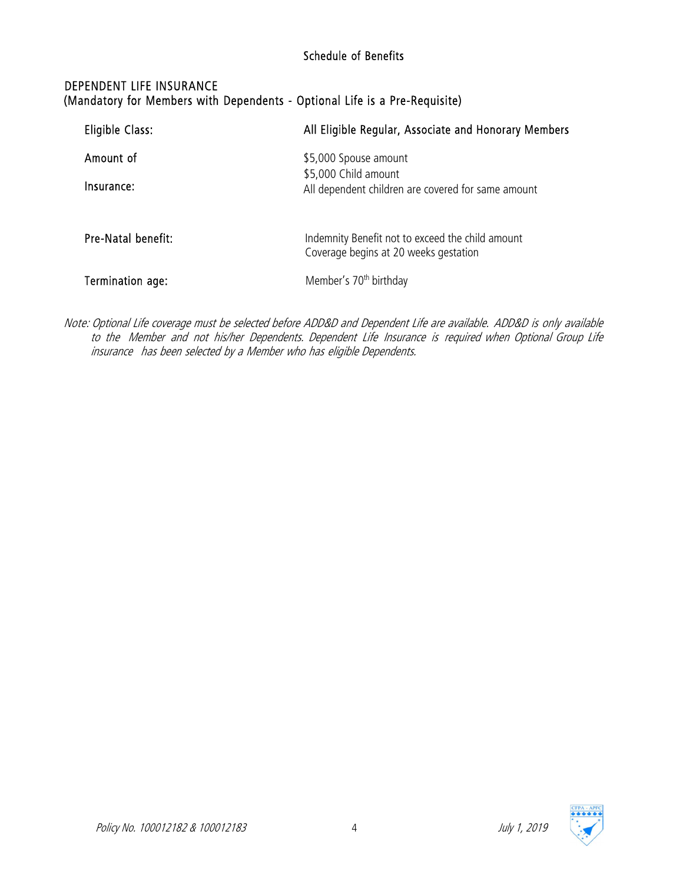Schedule of Benefits

## DEPENDENT LIFE INSURANCE
(Mandatory for Members with Dependents - Optional Life is a Pre-Requisite)

| | |
|---|---|
| Eligible Class: | All Eligible Regular, Associate and Honorary Members |
| Amount of Insurance: | \$5,000 Spouse amount<br>\$5,000 Child amount<br>All dependent children are covered for same amount |
| Pre-Natal benefit: | Indemnity Benefit not to exceed the child amount<br>Coverage begins at 20 weeks gestation |
| Termination age: | Member's 70th birthday |

*Note: Optional Life coverage must be selected before ADD&D and Dependent Life are available. ADD&D is only available to the Member and not his/her Dependents. Dependent Life Insurance is required when Optional Group Life insurance has been selected by a Member who has eligible Dependents.*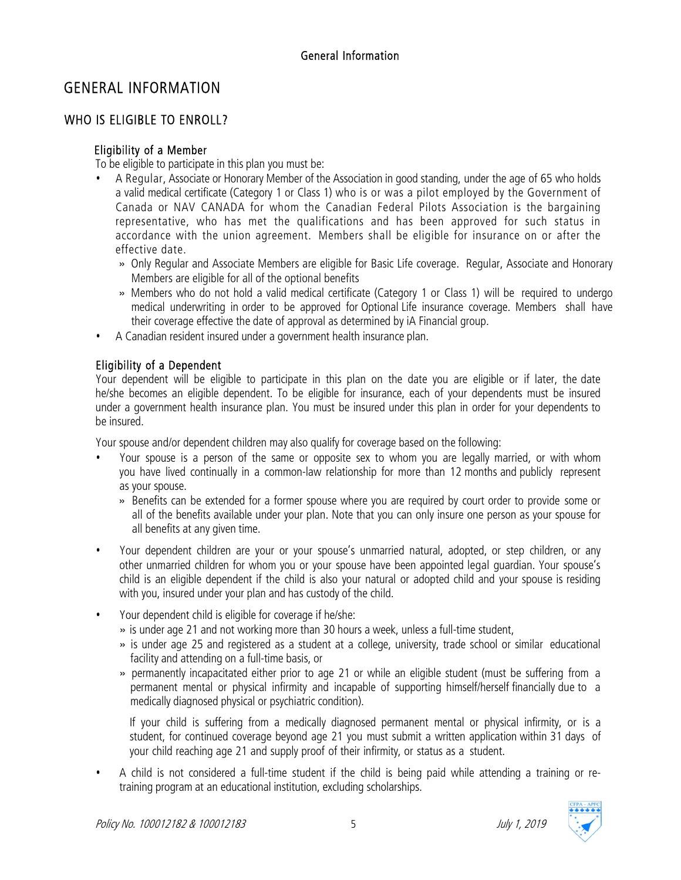# GENERAL INFORMATION

## WHO IS ELIGIBLE TO ENROLL?

### Eligibility of a Member

To be eligible to participate in this plan you must be:

- A Regular, Associate or Honorary Member of the Association in good standing, under the age of 65 who holds a valid medical certificate (Category 1 or Class 1) who is or was a pilot employed by the Government of Canada or NAV CANADA for whom the Canadian Federal Pilots Association is the bargaining representative, who has met the qualifications and has been approved for such status in accordance with the union agreement. Members shall be eligible for insurance on or after the effective date.
  - Only Regular and Associate Members are eligible for Basic Life coverage. Regular, Associate and Honorary Members are eligible for all of the optional benefits
  - Members who do not hold a valid medical certificate (Category 1 or Class 1) will be required to undergo medical underwriting in order to be approved for Optional Life insurance coverage. Members shall have their coverage effective the date of approval as determined by iA Financial group.
- A Canadian resident insured under a government health insurance plan.

### Eligibility of a Dependent

Your dependent will be eligible to participate in this plan on the date you are eligible or if later, the date he/she becomes an eligible dependent. To be eligible for insurance, each of your dependents must be insured under a government health insurance plan. You must be insured under this plan in order for your dependents to be insured.

Your spouse and/or dependent children may also qualify for coverage based on the following:

- Your spouse is a person of the same or opposite sex to whom you are legally married, or with whom you have lived continually in a common-law relationship for more than 12 months and publicly represent as your spouse.
  - Benefits can be extended for a former spouse where you are required by court order to provide some or all of the benefits available under your plan. Note that you can only insure one person as your spouse for all benefits at any given time.
- Your dependent children are your or your spouse's unmarried natural, adopted, or step children, or any other unmarried children for whom you or your spouse have been appointed legal guardian. Your spouse's child is an eligible dependent if the child is also your natural or adopted child and your spouse is residing with you, insured under your plan and has custody of the child.
- Your dependent child is eligible for coverage if he/she:
  - is under age 21 and not working more than 30 hours a week, unless a full-time student,
  - is under age 25 and registered as a student at a college, university, trade school or similar educational facility and attending on a full-time basis, or
  - permanently incapacitated either prior to age 21 or while an eligible student (must be suffering from a permanent mental or physical infirmity and incapable of supporting himself/herself financially due to a medically diagnosed physical or psychiatric condition).

  If your child is suffering from a medically diagnosed permanent mental or physical infirmity, or is a student, for continued coverage beyond age 21 you must submit a written application within 31 days of your child reaching age 21 and supply proof of their infirmity, or status as a student.
- A child is not considered a full-time student if the child is being paid while attending a training or re-training program at an educational institution, excluding scholarships.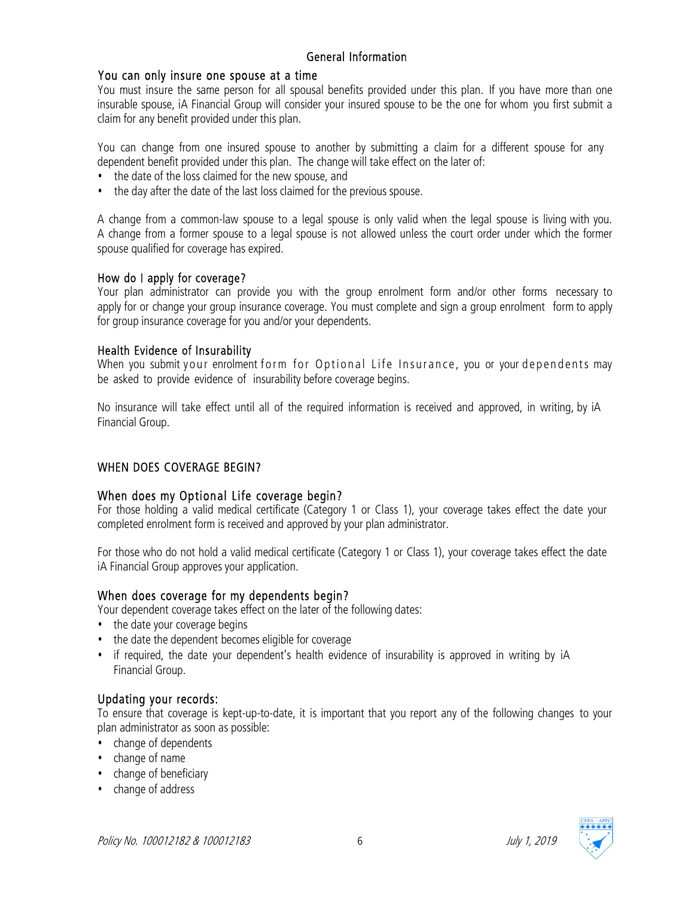## General Information

### You can only insure one spouse at a time

You must insure the same person for all spousal benefits provided under this plan. If you have more than one insurable spouse, iA Financial Group will consider your insured spouse to be the one for whom you first submit a claim for any benefit provided under this plan.

You can change from one insured spouse to another by submitting a claim for a different spouse for any dependent benefit provided under this plan. The change will take effect on the later of:

- the date of the loss claimed for the new spouse, and
- the day after the date of the last loss claimed for the previous spouse.

A change from a common-law spouse to a legal spouse is only valid when the legal spouse is living with you. A change from a former spouse to a legal spouse is not allowed unless the court order under which the former spouse qualified for coverage has expired.

### How do I apply for coverage?

Your plan administrator can provide you with the group enrolment form and/or other forms necessary to apply for or change your group insurance coverage. You must complete and sign a group enrolment form to apply for group insurance coverage for you and/or your dependents.

### Health Evidence of Insurability

When you submit your enrolment form for Optional Life Insurance, you or your dependents may be asked to provide evidence of insurability before coverage begins.

No insurance will take effect until all of the required information is received and approved, in writing, by iA Financial Group.

## WHEN DOES COVERAGE BEGIN?

### When does my Optional Life coverage begin?

For those holding a valid medical certificate (Category 1 or Class 1), your coverage takes effect the date your completed enrolment form is received and approved by your plan administrator.

For those who do not hold a valid medical certificate (Category 1 or Class 1), your coverage takes effect the date iA Financial Group approves your application.

### When does coverage for my dependents begin?

Your dependent coverage takes effect on the later of the following dates:

- the date your coverage begins
- the date the dependent becomes eligible for coverage
- if required, the date your dependent's health evidence of insurability is approved in writing by iA Financial Group.

### Updating your records:

To ensure that coverage is kept-up-to-date, it is important that you report any of the following changes to your plan administrator as soon as possible:

- change of dependents
- change of name
- change of beneficiary
- change of address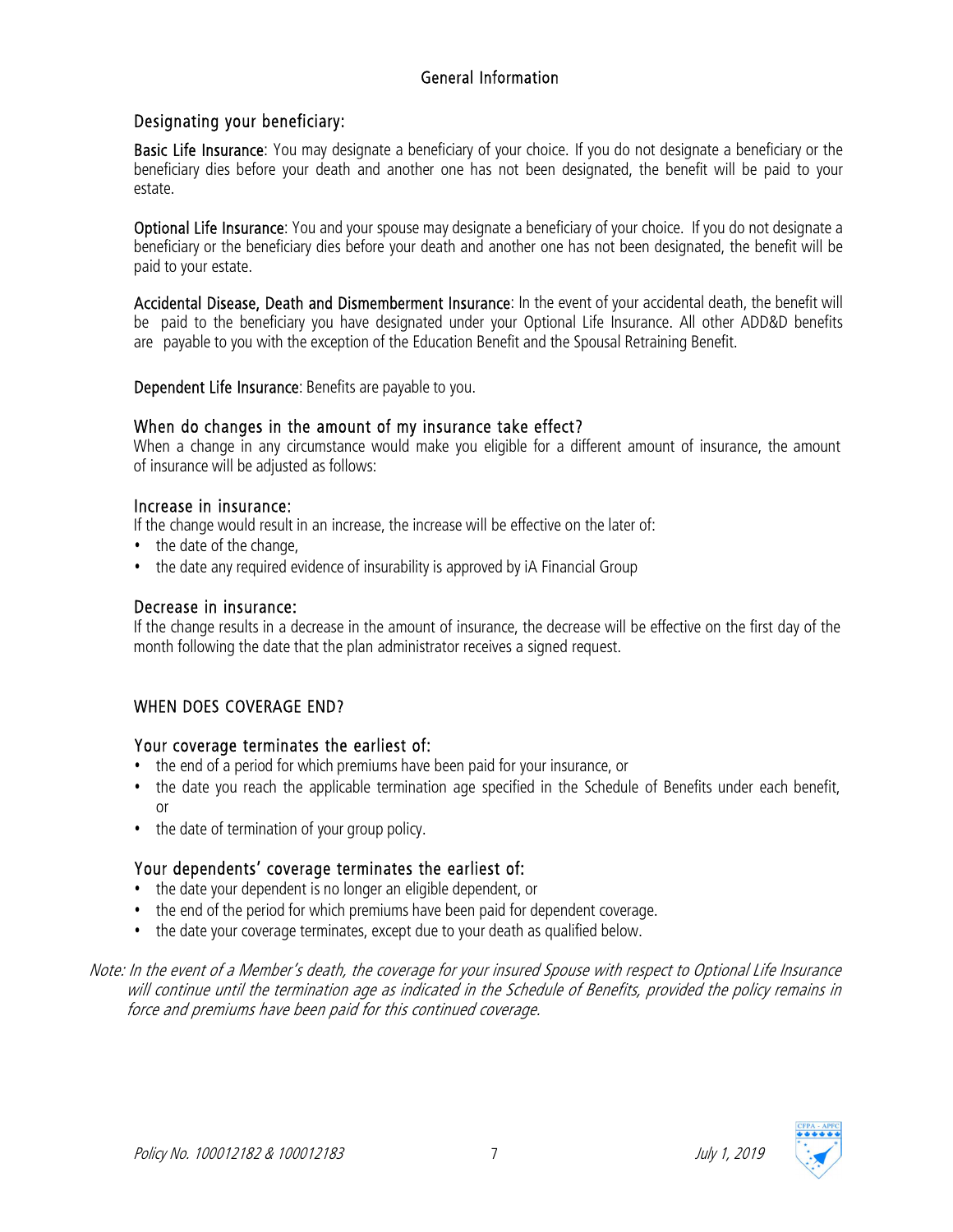## General Information

### Designating your beneficiary:

**Basic Life Insurance**: You may designate a beneficiary of your choice. If you do not designate a beneficiary or the beneficiary dies before your death and another one has not been designated, the benefit will be paid to your estate.

**Optional Life Insurance**: You and your spouse may designate a beneficiary of your choice. If you do not designate a beneficiary or the beneficiary dies before your death and another one has not been designated, the benefit will be paid to your estate.

**Accidental Disease, Death and Dismemberment Insurance**: In the event of your accidental death, the benefit will be paid to the beneficiary you have designated under your Optional Life Insurance. All other ADD&D benefits are payable to you with the exception of the Education Benefit and the Spousal Retraining Benefit.

**Dependent Life Insurance**: Benefits are payable to you.

### When do changes in the amount of my insurance take effect?

When a change in any circumstance would make you eligible for a different amount of insurance, the amount of insurance will be adjusted as follows:

### Increase in insurance:

If the change would result in an increase, the increase will be effective on the later of:

- the date of the change,
- the date any required evidence of insurability is approved by iA Financial Group

### Decrease in insurance:

If the change results in a decrease in the amount of insurance, the decrease will be effective on the first day of the month following the date that the plan administrator receives a signed request.

## WHEN DOES COVERAGE END?

### Your coverage terminates the earliest of:

- the end of a period for which premiums have been paid for your insurance, or
- the date you reach the applicable termination age specified in the Schedule of Benefits under each benefit, or
- the date of termination of your group policy.

### Your dependents' coverage terminates the earliest of:

- the date your dependent is no longer an eligible dependent, or
- the end of the period for which premiums have been paid for dependent coverage.
- the date your coverage terminates, except due to your death as qualified below.

*Note: In the event of a Member's death, the coverage for your insured Spouse with respect to Optional Life Insurance will continue until the termination age as indicated in the Schedule of Benefits, provided the policy remains in force and premiums have been paid for this continued coverage.*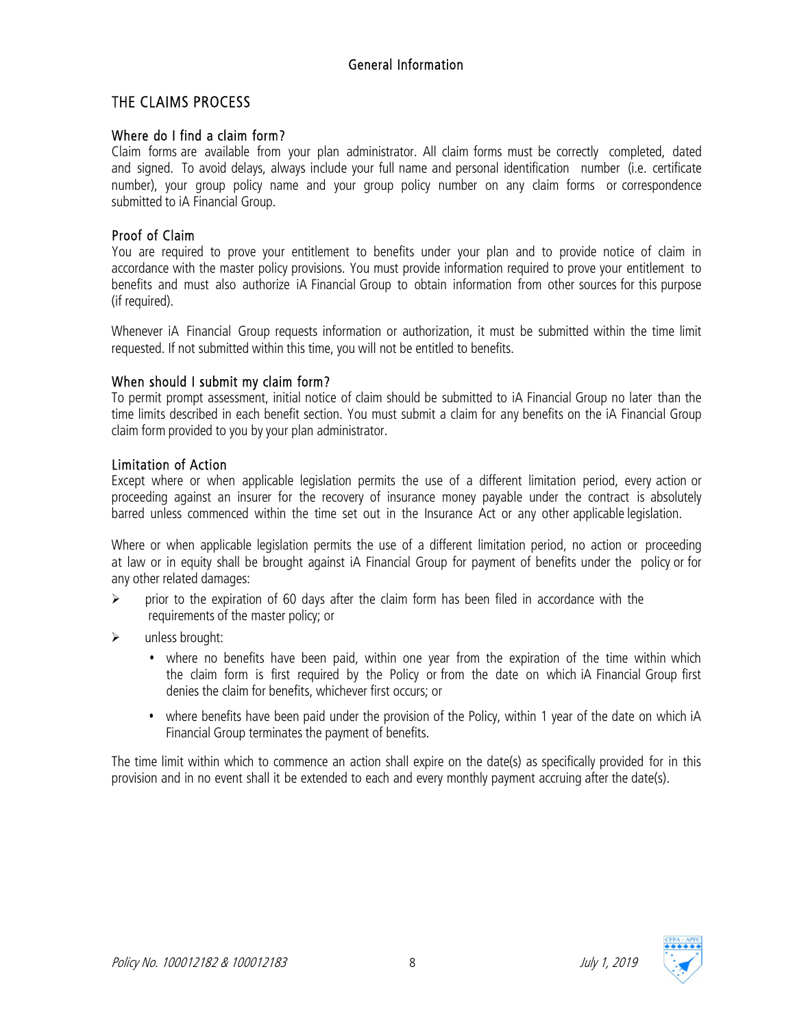# General Information

## THE CLAIMS PROCESS

### Where do I find a claim form?

Claim forms are available from your plan administrator. All claim forms must be correctly completed, dated and signed. To avoid delays, always include your full name and personal identification number (i.e. certificate number), your group policy name and your group policy number on any claim forms or correspondence submitted to iA Financial Group.

### Proof of Claim

You are required to prove your entitlement to benefits under your plan and to provide notice of claim in accordance with the master policy provisions. You must provide information required to prove your entitlement to benefits and must also authorize iA Financial Group to obtain information from other sources for this purpose (if required).

Whenever iA Financial Group requests information or authorization, it must be submitted within the time limit requested. If not submitted within this time, you will not be entitled to benefits.

### When should I submit my claim form?

To permit prompt assessment, initial notice of claim should be submitted to iA Financial Group no later than the time limits described in each benefit section. You must submit a claim for any benefits on the iA Financial Group claim form provided to you by your plan administrator.

### Limitation of Action

Except where or when applicable legislation permits the use of a different limitation period, every action or proceeding against an insurer for the recovery of insurance money payable under the contract is absolutely barred unless commenced within the time set out in the Insurance Act or any other applicable legislation.

Where or when applicable legislation permits the use of a different limitation period, no action or proceeding at law or in equity shall be brought against iA Financial Group for payment of benefits under the policy or for any other related damages:

- prior to the expiration of 60 days after the claim form has been filed in accordance with the requirements of the master policy; or
- unless brought:
  - where no benefits have been paid, within one year from the expiration of the time within which the claim form is first required by the Policy or from the date on which iA Financial Group first denies the claim for benefits, whichever first occurs; or
  - where benefits have been paid under the provision of the Policy, within 1 year of the date on which iA Financial Group terminates the payment of benefits.

The time limit within which to commence an action shall expire on the date(s) as specifically provided for in this provision and in no event shall it be extended to each and every monthly payment accruing after the date(s).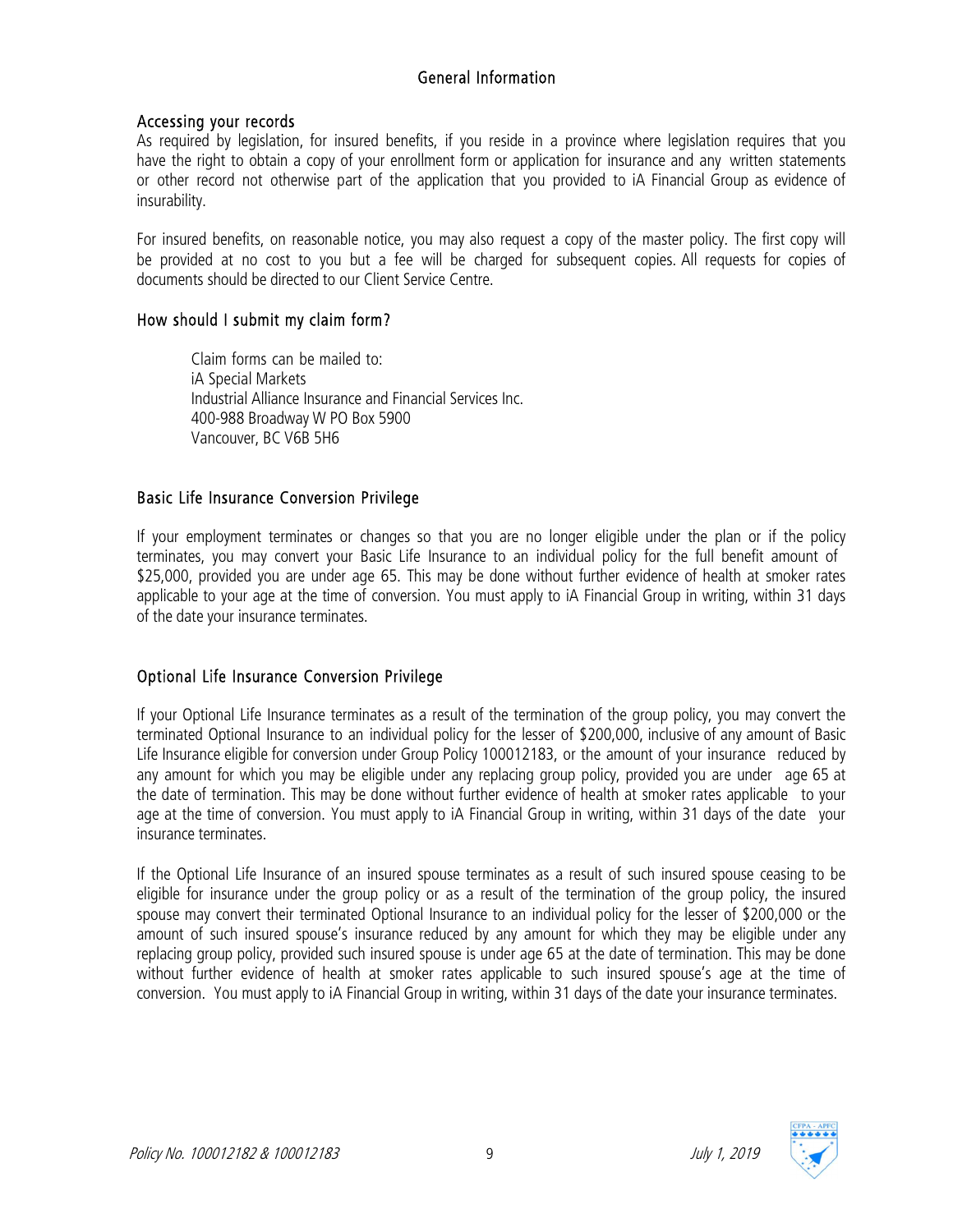## General Information

### Accessing your records

As required by legislation, for insured benefits, if you reside in a province where legislation requires that you have the right to obtain a copy of your enrollment form or application for insurance and any written statements or other record not otherwise part of the application that you provided to iA Financial Group as evidence of insurability.

For insured benefits, on reasonable notice, you may also request a copy of the master policy. The first copy will be provided at no cost to you but a fee will be charged for subsequent copies. All requests for copies of documents should be directed to our Client Service Centre.

### How should I submit my claim form?

Claim forms can be mailed to:
iA Special Markets
Industrial Alliance Insurance and Financial Services Inc.
400-988 Broadway W PO Box 5900
Vancouver, BC V6B 5H6

### Basic Life Insurance Conversion Privilege

If your employment terminates or changes so that you are no longer eligible under the plan or if the policy terminates, you may convert your Basic Life Insurance to an individual policy for the full benefit amount of $25,000, provided you are under age 65. This may be done without further evidence of health at smoker rates applicable to your age at the time of conversion. You must apply to iA Financial Group in writing, within 31 days of the date your insurance terminates.

### Optional Life Insurance Conversion Privilege

If your Optional Life Insurance terminates as a result of the termination of the group policy, you may convert the terminated Optional Insurance to an individual policy for the lesser of $200,000, inclusive of any amount of Basic Life Insurance eligible for conversion under Group Policy 100012183, or the amount of your insurance reduced by any amount for which you may be eligible under any replacing group policy, provided you are under age 65 at the date of termination. This may be done without further evidence of health at smoker rates applicable to your age at the time of conversion. You must apply to iA Financial Group in writing, within 31 days of the date your insurance terminates.

If the Optional Life Insurance of an insured spouse terminates as a result of such insured spouse ceasing to be eligible for insurance under the group policy or as a result of the termination of the group policy, the insured spouse may convert their terminated Optional Insurance to an individual policy for the lesser of $200,000 or the amount of such insured spouse's insurance reduced by any amount for which they may be eligible under any replacing group policy, provided such insured spouse is under age 65 at the date of termination. This may be done without further evidence of health at smoker rates applicable to such insured spouse's age at the time of conversion. You must apply to iA Financial Group in writing, within 31 days of the date your insurance terminates.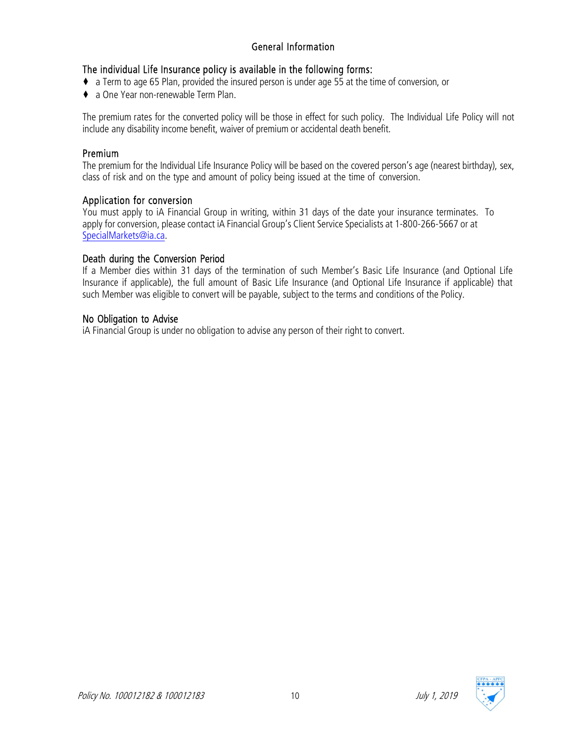## General Information

### The individual Life Insurance policy is available in the following forms:

- a Term to age 65 Plan, provided the insured person is under age 55 at the time of conversion, or
- a One Year non-renewable Term Plan.

The premium rates for the converted policy will be those in effect for such policy. The Individual Life Policy will not include any disability income benefit, waiver of premium or accidental death benefit.

### Premium

The premium for the Individual Life Insurance Policy will be based on the covered person's age (nearest birthday), sex, class of risk and on the type and amount of policy being issued at the time of conversion.

### Application for conversion

You must apply to iA Financial Group in writing, within 31 days of the date your insurance terminates. To apply for conversion, please contact iA Financial Group's Client Service Specialists at 1-800-266-5667 or at SpecialMarkets@ia.ca.

### Death during the Conversion Period

If a Member dies within 31 days of the termination of such Member's Basic Life Insurance (and Optional Life Insurance if applicable), the full amount of Basic Life Insurance (and Optional Life Insurance if applicable) that such Member was eligible to convert will be payable, subject to the terms and conditions of the Policy.

### No Obligation to Advise

iA Financial Group is under no obligation to advise any person of their right to convert.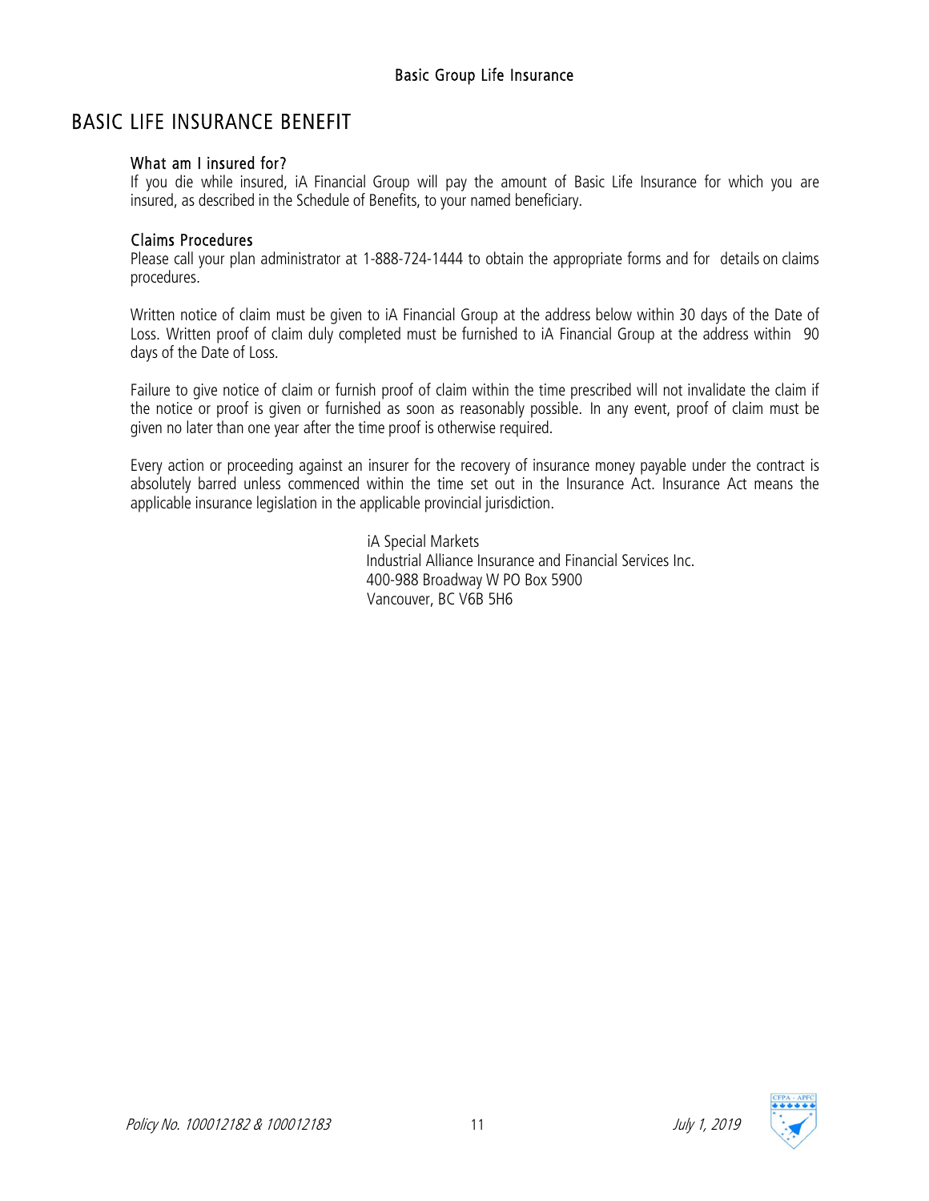## BASIC LIFE INSURANCE BENEFIT

### What am I insured for?

If you die while insured, iA Financial Group will pay the amount of Basic Life Insurance for which you are insured, as described in the Schedule of Benefits, to your named beneficiary.

### Claims Procedures

Please call your plan administrator at 1-888-724-1444 to obtain the appropriate forms and for details on claims procedures.

Written notice of claim must be given to iA Financial Group at the address below within 30 days of the Date of Loss. Written proof of claim duly completed must be furnished to iA Financial Group at the address within 90 days of the Date of Loss.

Failure to give notice of claim or furnish proof of claim within the time prescribed will not invalidate the claim if the notice or proof is given or furnished as soon as reasonably possible. In any event, proof of claim must be given no later than one year after the time proof is otherwise required.

Every action or proceeding against an insurer for the recovery of insurance money payable under the contract is absolutely barred unless commenced within the time set out in the Insurance Act. Insurance Act means the applicable insurance legislation in the applicable provincial jurisdiction.

iA Special Markets
Industrial Alliance Insurance and Financial Services Inc.
400-988 Broadway W PO Box 5900
Vancouver, BC V6B 5H6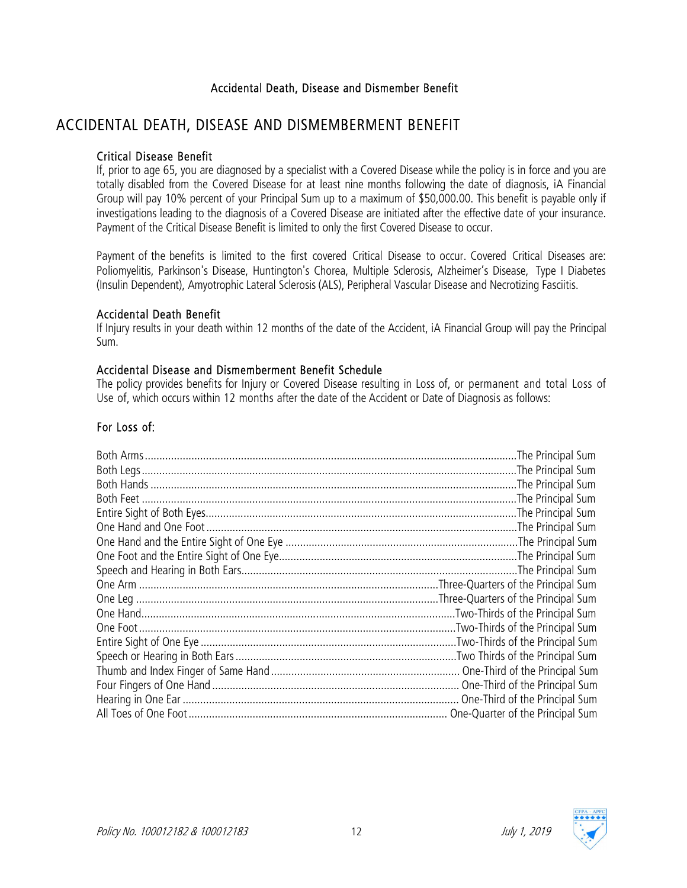# ACCIDENTAL DEATH, DISEASE AND DISMEMBERMENT BENEFIT

### Critical Disease Benefit

If, prior to age 65, you are diagnosed by a specialist with a Covered Disease while the policy is in force and you are totally disabled from the Covered Disease for at least nine months following the date of diagnosis, iA Financial Group will pay 10% percent of your Principal Sum up to a maximum of $50,000.00. This benefit is payable only if investigations leading to the diagnosis of a Covered Disease are initiated after the effective date of your insurance. Payment of the Critical Disease Benefit is limited to only the first Covered Disease to occur.

Payment of the benefits is limited to the first covered Critical Disease to occur. Covered Critical Diseases are: Poliomyelitis, Parkinson's Disease, Huntington's Chorea, Multiple Sclerosis, Alzheimer's Disease, Type I Diabetes (Insulin Dependent), Amyotrophic Lateral Sclerosis (ALS), Peripheral Vascular Disease and Necrotizing Fasciitis.

### Accidental Death Benefit

If Injury results in your death within 12 months of the date of the Accident, iA Financial Group will pay the Principal Sum.

### Accidental Disease and Dismemberment Benefit Schedule

The policy provides benefits for Injury or Covered Disease resulting in Loss of, or permanent and total Loss of Use of, which occurs within 12 months after the date of the Accident or Date of Diagnosis as follows:

### For Loss of:

| Loss | Benefit |
|---|---|
| Both Arms | The Principal Sum |
| Both Legs | The Principal Sum |
| Both Hands | The Principal Sum |
| Both Feet | The Principal Sum |
| Entire Sight of Both Eyes | The Principal Sum |
| One Hand and One Foot | The Principal Sum |
| One Hand and the Entire Sight of One Eye | The Principal Sum |
| One Foot and the Entire Sight of One Eye | The Principal Sum |
| Speech and Hearing in Both Ears | The Principal Sum |
| One Arm | Three-Quarters of the Principal Sum |
| One Leg | Three-Quarters of the Principal Sum |
| One Hand | Two-Thirds of the Principal Sum |
| One Foot | Two-Thirds of the Principal Sum |
| Entire Sight of One Eye | Two-Thirds of the Principal Sum |
| Speech or Hearing in Both Ears | Two Thirds of the Principal Sum |
| Thumb and Index Finger of Same Hand | One-Third of the Principal Sum |
| Four Fingers of One Hand | One-Third of the Principal Sum |
| Hearing in One Ear | One-Third of the Principal Sum |
| All Toes of One Foot | One-Quarter of the Principal Sum |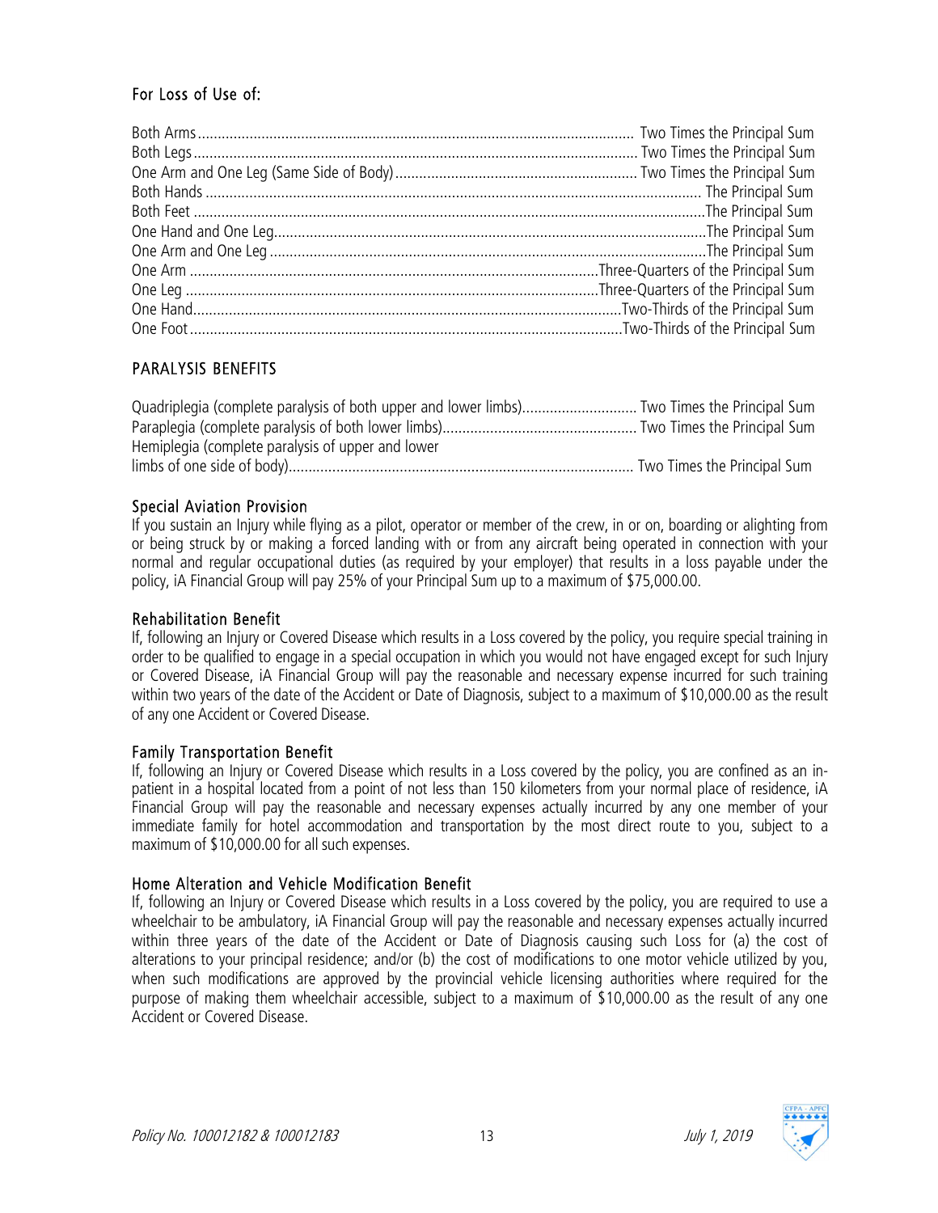### For Loss of Use of:

| | |
|---|---|
| Both Arms | Two Times the Principal Sum |
| Both Legs | Two Times the Principal Sum |
| One Arm and One Leg (Same Side of Body) | Two Times the Principal Sum |
| Both Hands | The Principal Sum |
| Both Feet | The Principal Sum |
| One Hand and One Leg | The Principal Sum |
| One Arm and One Leg | The Principal Sum |
| One Arm | Three-Quarters of the Principal Sum |
| One Leg | Three-Quarters of the Principal Sum |
| One Hand | Two-Thirds of the Principal Sum |
| One Foot | Two-Thirds of the Principal Sum |

### PARALYSIS BENEFITS

| | |
|---|---|
| Quadriplegia (complete paralysis of both upper and lower limbs) | Two Times the Principal Sum |
| Paraplegia (complete paralysis of both lower limbs) | Two Times the Principal Sum |
| Hemiplegia (complete paralysis of upper and lower limbs of one side of body) | Two Times the Principal Sum |

### Special Aviation Provision

If you sustain an Injury while flying as a pilot, operator or member of the crew, in or on, boarding or alighting from or being struck by or making a forced landing with or from any aircraft being operated in connection with your normal and regular occupational duties (as required by your employer) that results in a loss payable under the policy, iA Financial Group will pay 25% of your Principal Sum up to a maximum of $75,000.00.

### Rehabilitation Benefit

If, following an Injury or Covered Disease which results in a Loss covered by the policy, you require special training in order to be qualified to engage in a special occupation in which you would not have engaged except for such Injury or Covered Disease, iA Financial Group will pay the reasonable and necessary expense incurred for such training within two years of the date of the Accident or Date of Diagnosis, subject to a maximum of $10,000.00 as the result of any one Accident or Covered Disease.

### Family Transportation Benefit

If, following an Injury or Covered Disease which results in a Loss covered by the policy, you are confined as an in-patient in a hospital located from a point of not less than 150 kilometers from your normal place of residence, iA Financial Group will pay the reasonable and necessary expenses actually incurred by any one member of your immediate family for hotel accommodation and transportation by the most direct route to you, subject to a maximum of $10,000.00 for all such expenses.

### Home Alteration and Vehicle Modification Benefit

If, following an Injury or Covered Disease which results in a Loss covered by the policy, you are required to use a wheelchair to be ambulatory, iA Financial Group will pay the reasonable and necessary expenses actually incurred within three years of the date of the Accident or Date of Diagnosis causing such Loss for (a) the cost of alterations to your principal residence; and/or (b) the cost of modifications to one motor vehicle utilized by you, when such modifications are approved by the provincial vehicle licensing authorities where required for the purpose of making them wheelchair accessible, subject to a maximum of $10,000.00 as the result of any one Accident or Covered Disease.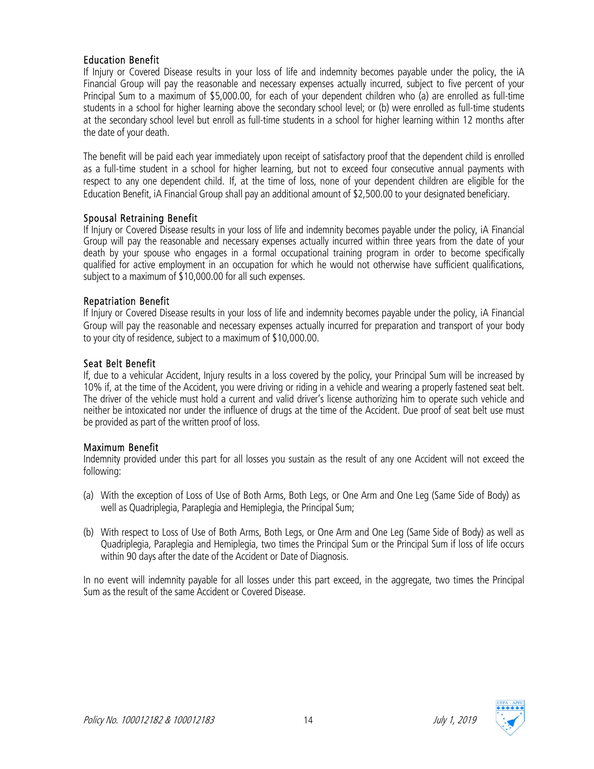### Education Benefit

If Injury or Covered Disease results in your loss of life and indemnity becomes payable under the policy, the iA Financial Group will pay the reasonable and necessary expenses actually incurred, subject to five percent of your Principal Sum to a maximum of $5,000.00, for each of your dependent children who (a) are enrolled as full-time students in a school for higher learning above the secondary school level; or (b) were enrolled as full-time students at the secondary school level but enroll as full-time students in a school for higher learning within 12 months after the date of your death.

The benefit will be paid each year immediately upon receipt of satisfactory proof that the dependent child is enrolled as a full-time student in a school for higher learning, but not to exceed four consecutive annual payments with respect to any one dependent child. If, at the time of loss, none of your dependent children are eligible for the Education Benefit, iA Financial Group shall pay an additional amount of $2,500.00 to your designated beneficiary.

### Spousal Retraining Benefit

If Injury or Covered Disease results in your loss of life and indemnity becomes payable under the policy, iA Financial Group will pay the reasonable and necessary expenses actually incurred within three years from the date of your death by your spouse who engages in a formal occupational training program in order to become specifically qualified for active employment in an occupation for which he would not otherwise have sufficient qualifications, subject to a maximum of $10,000.00 for all such expenses.

### Repatriation Benefit

If Injury or Covered Disease results in your loss of life and indemnity becomes payable under the policy, iA Financial Group will pay the reasonable and necessary expenses actually incurred for preparation and transport of your body to your city of residence, subject to a maximum of $10,000.00.

### Seat Belt Benefit

If, due to a vehicular Accident, Injury results in a loss covered by the policy, your Principal Sum will be increased by 10% if, at the time of the Accident, you were driving or riding in a vehicle and wearing a properly fastened seat belt. The driver of the vehicle must hold a current and valid driver's license authorizing him to operate such vehicle and neither be intoxicated nor under the influence of drugs at the time of the Accident. Due proof of seat belt use must be provided as part of the written proof of loss.

### Maximum Benefit

Indemnity provided under this part for all losses you sustain as the result of any one Accident will not exceed the following:

(a) With the exception of Loss of Use of Both Arms, Both Legs, or One Arm and One Leg (Same Side of Body) as well as Quadriplegia, Paraplegia and Hemiplegia, the Principal Sum;

(b) With respect to Loss of Use of Both Arms, Both Legs, or One Arm and One Leg (Same Side of Body) as well as Quadriplegia, Paraplegia and Hemiplegia, two times the Principal Sum or the Principal Sum if loss of life occurs within 90 days after the date of the Accident or Date of Diagnosis.

In no event will indemnity payable for all losses under this part exceed, in the aggregate, two times the Principal Sum as the result of the same Accident or Covered Disease.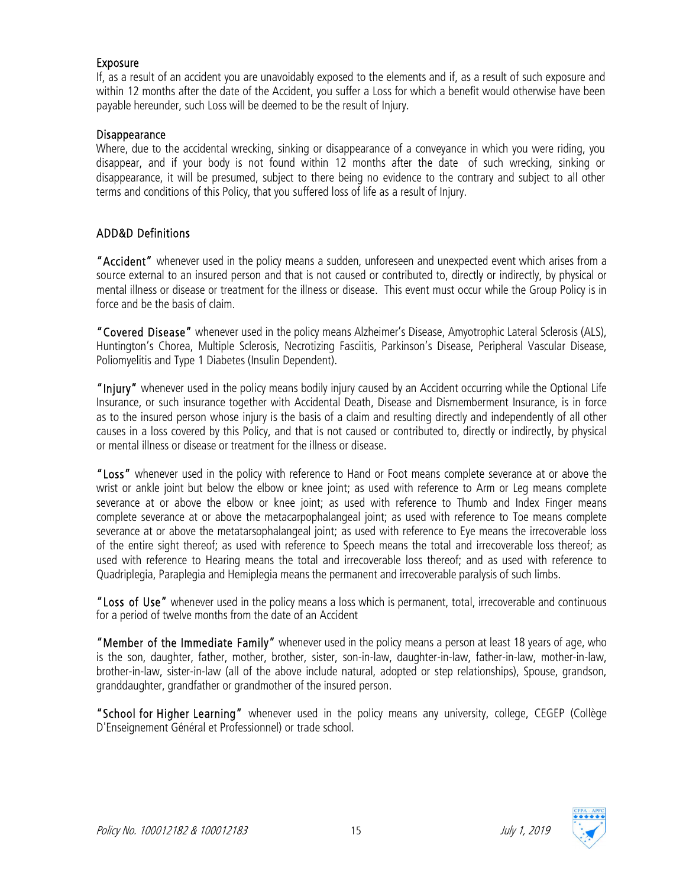### Exposure

If, as a result of an accident you are unavoidably exposed to the elements and if, as a result of such exposure and within 12 months after the date of the Accident, you suffer a Loss for which a benefit would otherwise have been payable hereunder, such Loss will be deemed to be the result of Injury.

### Disappearance

Where, due to the accidental wrecking, sinking or disappearance of a conveyance in which you were riding, you disappear, and if your body is not found within 12 months after the date of such wrecking, sinking or disappearance, it will be presumed, subject to there being no evidence to the contrary and subject to all other terms and conditions of this Policy, that you suffered loss of life as a result of Injury.

## ADD&D Definitions

**"Accident"** whenever used in the policy means a sudden, unforeseen and unexpected event which arises from a source external to an insured person and that is not caused or contributed to, directly or indirectly, by physical or mental illness or disease or treatment for the illness or disease. This event must occur while the Group Policy is in force and be the basis of claim.

**"Covered Disease"** whenever used in the policy means Alzheimer's Disease, Amyotrophic Lateral Sclerosis (ALS), Huntington's Chorea, Multiple Sclerosis, Necrotizing Fasciitis, Parkinson's Disease, Peripheral Vascular Disease, Poliomyelitis and Type 1 Diabetes (Insulin Dependent).

**"Injury"** whenever used in the policy means bodily injury caused by an Accident occurring while the Optional Life Insurance, or such insurance together with Accidental Death, Disease and Dismemberment Insurance, is in force as to the insured person whose injury is the basis of a claim and resulting directly and independently of all other causes in a loss covered by this Policy, and that is not caused or contributed to, directly or indirectly, by physical or mental illness or disease or treatment for the illness or disease.

**"Loss"** whenever used in the policy with reference to Hand or Foot means complete severance at or above the wrist or ankle joint but below the elbow or knee joint; as used with reference to Arm or Leg means complete severance at or above the elbow or knee joint; as used with reference to Thumb and Index Finger means complete severance at or above the metacarpophalangeal joint; as used with reference to Toe means complete severance at or above the metatarsophalangeal joint; as used with reference to Eye means the irrecoverable loss of the entire sight thereof; as used with reference to Speech means the total and irrecoverable loss thereof; as used with reference to Hearing means the total and irrecoverable loss thereof; and as used with reference to Quadriplegia, Paraplegia and Hemiplegia means the permanent and irrecoverable paralysis of such limbs.

**"Loss of Use"** whenever used in the policy means a loss which is permanent, total, irrecoverable and continuous for a period of twelve months from the date of an Accident

**"Member of the Immediate Family"** whenever used in the policy means a person at least 18 years of age, who is the son, daughter, father, mother, brother, sister, son-in-law, daughter-in-law, father-in-law, mother-in-law, brother-in-law, sister-in-law (all of the above include natural, adopted or step relationships), Spouse, grandson, granddaughter, grandfather or grandmother of the insured person.

**"School for Higher Learning"** whenever used in the policy means any university, college, CEGEP (Collège D'Enseignement Général et Professionnel) or trade school.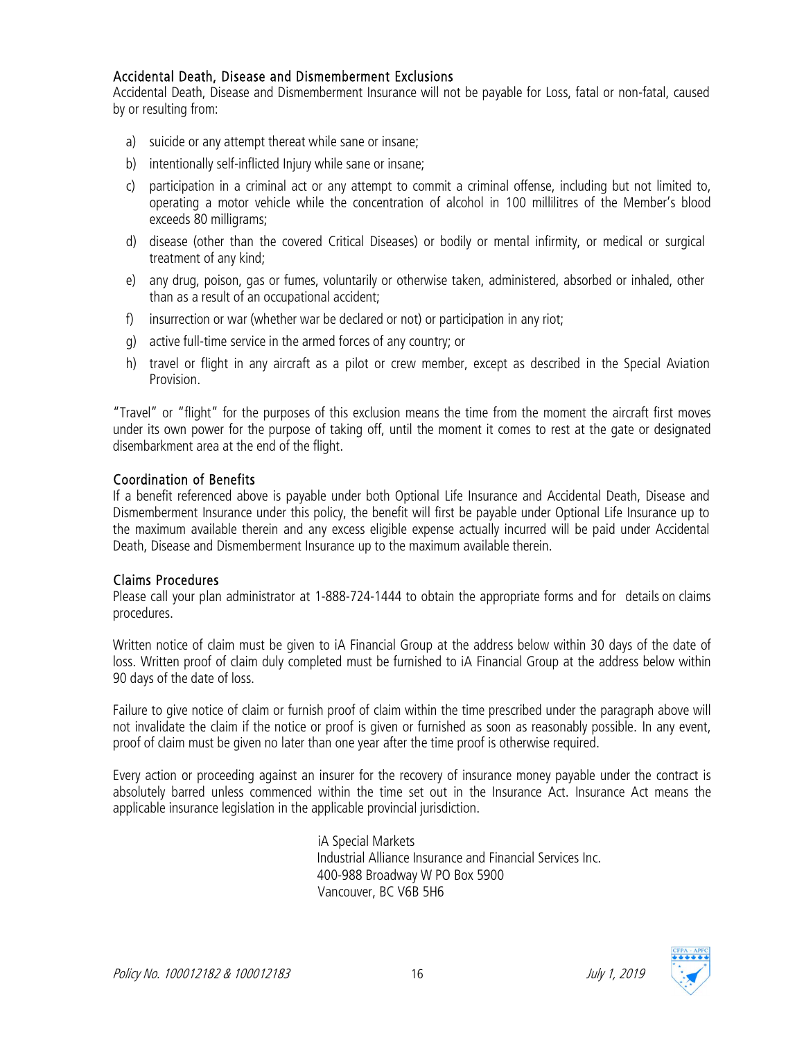### Accidental Death, Disease and Dismemberment Exclusions

Accidental Death, Disease and Dismemberment Insurance will not be payable for Loss, fatal or non-fatal, caused by or resulting from:

a) suicide or any attempt thereat while sane or insane;

b) intentionally self-inflicted Injury while sane or insane;

c) participation in a criminal act or any attempt to commit a criminal offense, including but not limited to, operating a motor vehicle while the concentration of alcohol in 100 millilitres of the Member's blood exceeds 80 milligrams;

d) disease (other than the covered Critical Diseases) or bodily or mental infirmity, or medical or surgical treatment of any kind;

e) any drug, poison, gas or fumes, voluntarily or otherwise taken, administered, absorbed or inhaled, other than as a result of an occupational accident;

f) insurrection or war (whether war be declared or not) or participation in any riot;

g) active full-time service in the armed forces of any country; or

h) travel or flight in any aircraft as a pilot or crew member, except as described in the Special Aviation Provision.

"Travel" or "flight" for the purposes of this exclusion means the time from the moment the aircraft first moves under its own power for the purpose of taking off, until the moment it comes to rest at the gate or designated disembarkment area at the end of the flight.

### Coordination of Benefits

If a benefit referenced above is payable under both Optional Life Insurance and Accidental Death, Disease and Dismemberment Insurance under this policy, the benefit will first be payable under Optional Life Insurance up to the maximum available therein and any excess eligible expense actually incurred will be paid under Accidental Death, Disease and Dismemberment Insurance up to the maximum available therein.

### Claims Procedures

Please call your plan administrator at 1-888-724-1444 to obtain the appropriate forms and for details on claims procedures.

Written notice of claim must be given to iA Financial Group at the address below within 30 days of the date of loss. Written proof of claim duly completed must be furnished to iA Financial Group at the address below within 90 days of the date of loss.

Failure to give notice of claim or furnish proof of claim within the time prescribed under the paragraph above will not invalidate the claim if the notice or proof is given or furnished as soon as reasonably possible. In any event, proof of claim must be given no later than one year after the time proof is otherwise required.

Every action or proceeding against an insurer for the recovery of insurance money payable under the contract is absolutely barred unless commenced within the time set out in the Insurance Act. Insurance Act means the applicable insurance legislation in the applicable provincial jurisdiction.

iA Special Markets
Industrial Alliance Insurance and Financial Services Inc.
400-988 Broadway W PO Box 5900
Vancouver, BC V6B 5H6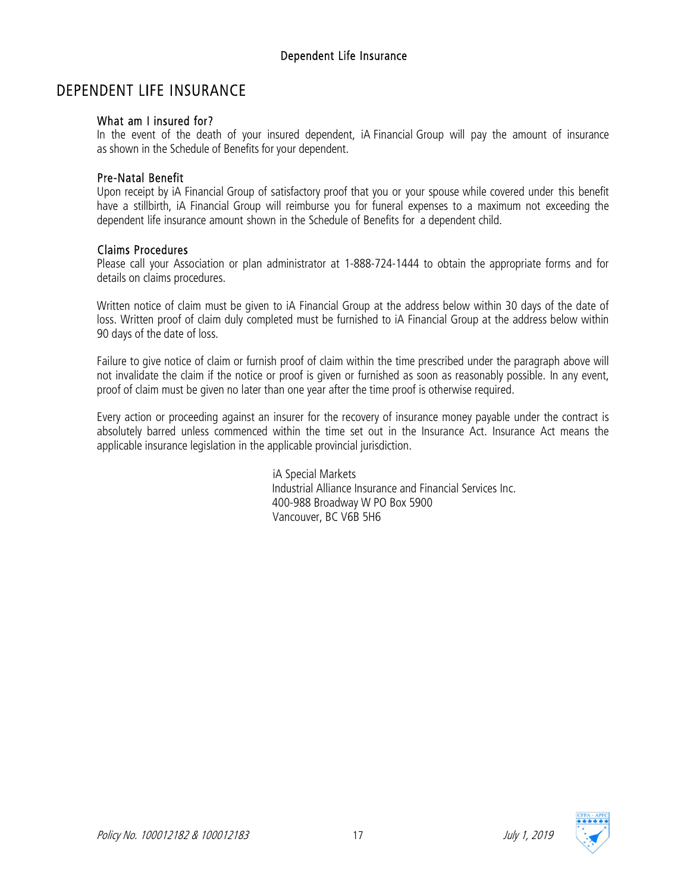# DEPENDENT LIFE INSURANCE

### What am I insured for?

In the event of the death of your insured dependent, iA Financial Group will pay the amount of insurance as shown in the Schedule of Benefits for your dependent.

### Pre-Natal Benefit

Upon receipt by iA Financial Group of satisfactory proof that you or your spouse while covered under this benefit have a stillbirth, iA Financial Group will reimburse you for funeral expenses to a maximum not exceeding the dependent life insurance amount shown in the Schedule of Benefits for a dependent child.

### Claims Procedures

Please call your Association or plan administrator at 1-888-724-1444 to obtain the appropriate forms and for details on claims procedures.

Written notice of claim must be given to iA Financial Group at the address below within 30 days of the date of loss. Written proof of claim duly completed must be furnished to iA Financial Group at the address below within 90 days of the date of loss.

Failure to give notice of claim or furnish proof of claim within the time prescribed under the paragraph above will not invalidate the claim if the notice or proof is given or furnished as soon as reasonably possible. In any event, proof of claim must be given no later than one year after the time proof is otherwise required.

Every action or proceeding against an insurer for the recovery of insurance money payable under the contract is absolutely barred unless commenced within the time set out in the Insurance Act. Insurance Act means the applicable insurance legislation in the applicable provincial jurisdiction.

iA Special Markets
Industrial Alliance Insurance and Financial Services Inc.
400-988 Broadway W PO Box 5900
Vancouver, BC V6B 5H6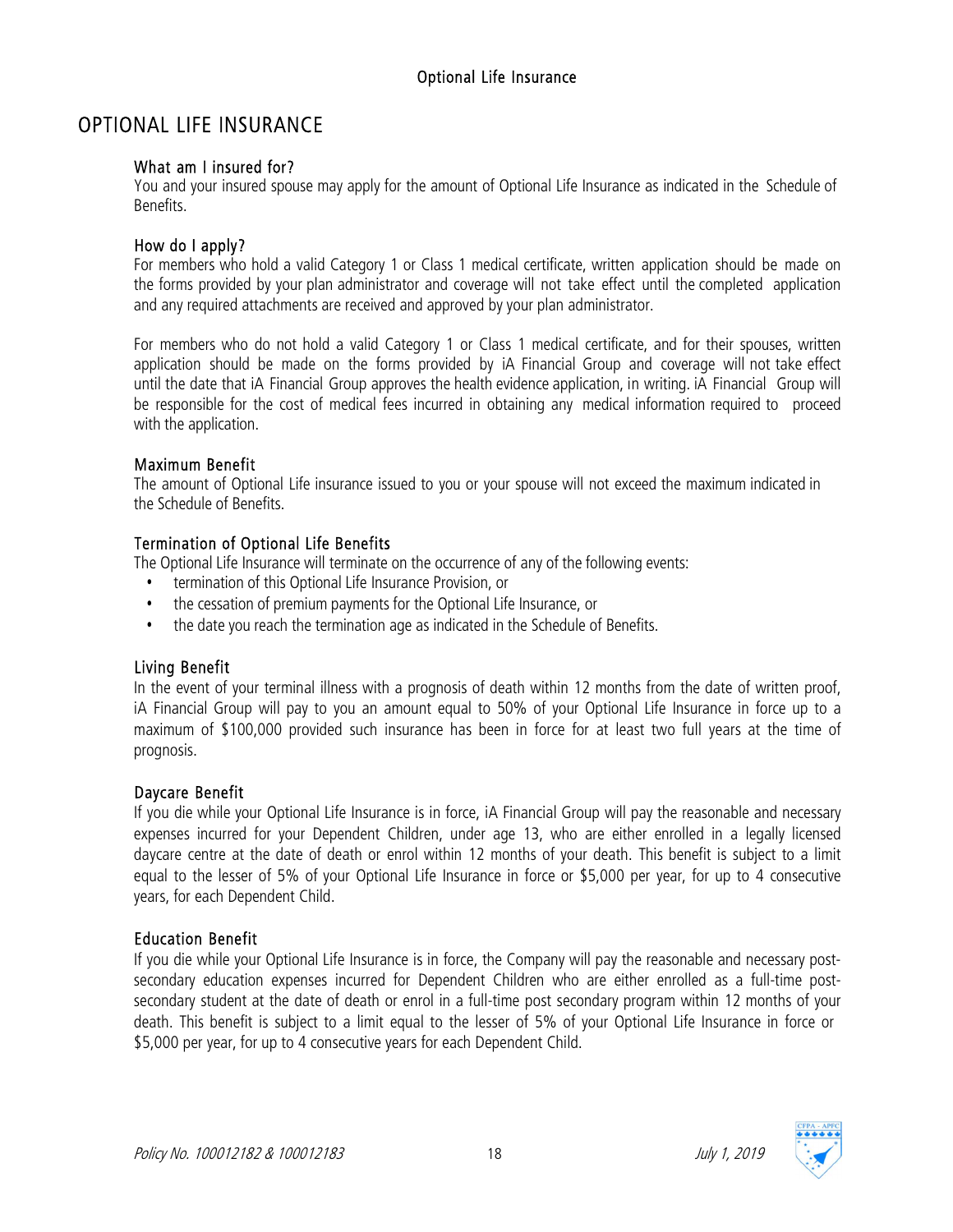# OPTIONAL LIFE INSURANCE

### What am I insured for?

You and your insured spouse may apply for the amount of Optional Life Insurance as indicated in the Schedule of Benefits.

### How do I apply?

For members who hold a valid Category 1 or Class 1 medical certificate, written application should be made on the forms provided by your plan administrator and coverage will not take effect until the completed application and any required attachments are received and approved by your plan administrator.

For members who do not hold a valid Category 1 or Class 1 medical certificate, and for their spouses, written application should be made on the forms provided by iA Financial Group and coverage will not take effect until the date that iA Financial Group approves the health evidence application, in writing. iA Financial Group will be responsible for the cost of medical fees incurred in obtaining any medical information required to proceed with the application.

### Maximum Benefit

The amount of Optional Life insurance issued to you or your spouse will not exceed the maximum indicated in the Schedule of Benefits.

### Termination of Optional Life Benefits

The Optional Life Insurance will terminate on the occurrence of any of the following events:

- termination of this Optional Life Insurance Provision, or
- the cessation of premium payments for the Optional Life Insurance, or
- the date you reach the termination age as indicated in the Schedule of Benefits.

### Living Benefit

In the event of your terminal illness with a prognosis of death within 12 months from the date of written proof, iA Financial Group will pay to you an amount equal to 50% of your Optional Life Insurance in force up to a maximum of $100,000 provided such insurance has been in force for at least two full years at the time of prognosis.

### Daycare Benefit

If you die while your Optional Life Insurance is in force, iA Financial Group will pay the reasonable and necessary expenses incurred for your Dependent Children, under age 13, who are either enrolled in a legally licensed daycare centre at the date of death or enrol within 12 months of your death. This benefit is subject to a limit equal to the lesser of 5% of your Optional Life Insurance in force or $5,000 per year, for up to 4 consecutive years, for each Dependent Child.

### Education Benefit

If you die while your Optional Life Insurance is in force, the Company will pay the reasonable and necessary post-secondary education expenses incurred for Dependent Children who are either enrolled as a full-time post-secondary student at the date of death or enrol in a full-time post secondary program within 12 months of your death. This benefit is subject to a limit equal to the lesser of 5% of your Optional Life Insurance in force or $5,000 per year, for up to 4 consecutive years for each Dependent Child.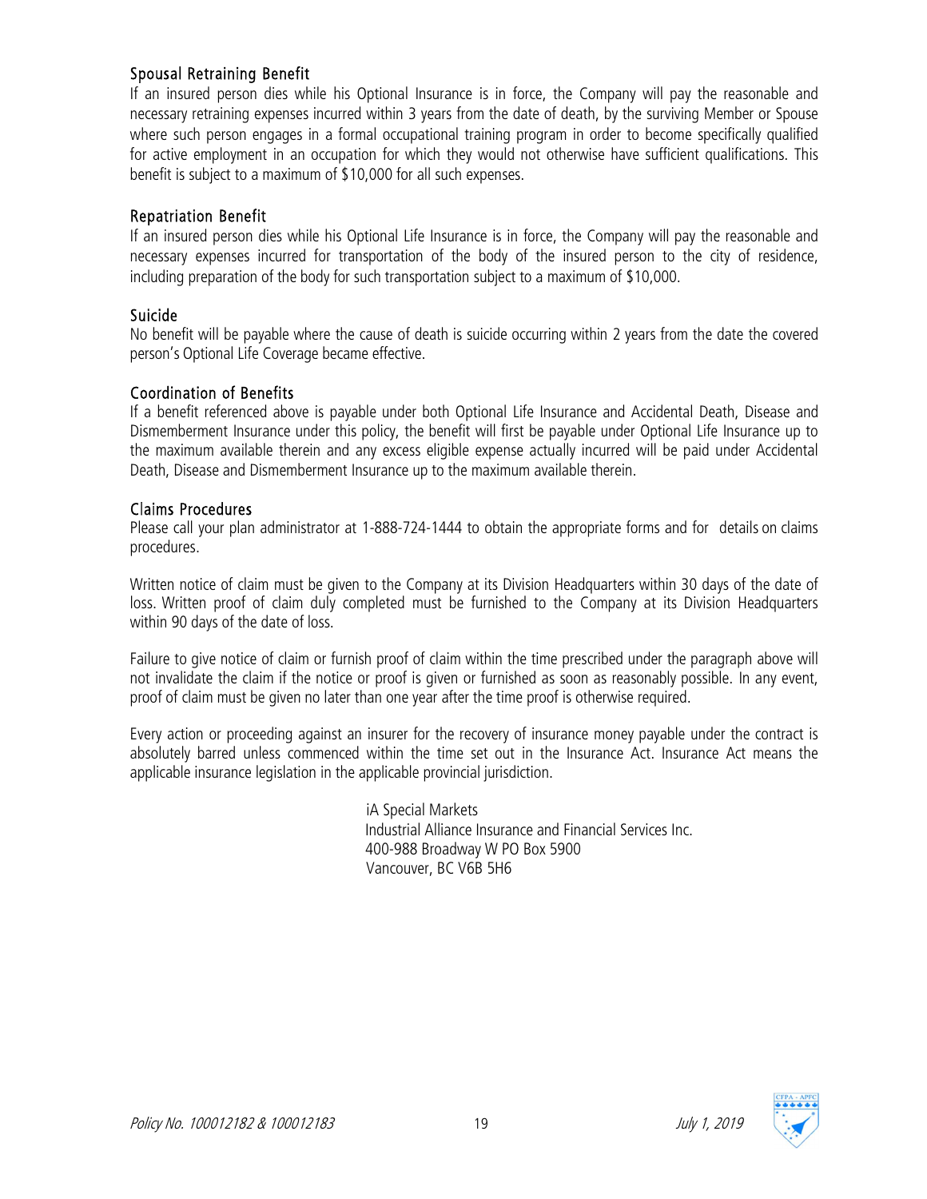### Spousal Retraining Benefit

If an insured person dies while his Optional Insurance is in force, the Company will pay the reasonable and necessary retraining expenses incurred within 3 years from the date of death, by the surviving Member or Spouse where such person engages in a formal occupational training program in order to become specifically qualified for active employment in an occupation for which they would not otherwise have sufficient qualifications. This benefit is subject to a maximum of $10,000 for all such expenses.

### Repatriation Benefit

If an insured person dies while his Optional Life Insurance is in force, the Company will pay the reasonable and necessary expenses incurred for transportation of the body of the insured person to the city of residence, including preparation of the body for such transportation subject to a maximum of $10,000.

### Suicide

No benefit will be payable where the cause of death is suicide occurring within 2 years from the date the covered person's Optional Life Coverage became effective.

### Coordination of Benefits

If a benefit referenced above is payable under both Optional Life Insurance and Accidental Death, Disease and Dismemberment Insurance under this policy, the benefit will first be payable under Optional Life Insurance up to the maximum available therein and any excess eligible expense actually incurred will be paid under Accidental Death, Disease and Dismemberment Insurance up to the maximum available therein.

### Claims Procedures

Please call your plan administrator at 1-888-724-1444 to obtain the appropriate forms and for details on claims procedures.

Written notice of claim must be given to the Company at its Division Headquarters within 30 days of the date of loss. Written proof of claim duly completed must be furnished to the Company at its Division Headquarters within 90 days of the date of loss.

Failure to give notice of claim or furnish proof of claim within the time prescribed under the paragraph above will not invalidate the claim if the notice or proof is given or furnished as soon as reasonably possible. In any event, proof of claim must be given no later than one year after the time proof is otherwise required.

Every action or proceeding against an insurer for the recovery of insurance money payable under the contract is absolutely barred unless commenced within the time set out in the Insurance Act. Insurance Act means the applicable insurance legislation in the applicable provincial jurisdiction.

iA Special Markets
Industrial Alliance Insurance and Financial Services Inc.
400-988 Broadway W PO Box 5900
Vancouver, BC V6B 5H6